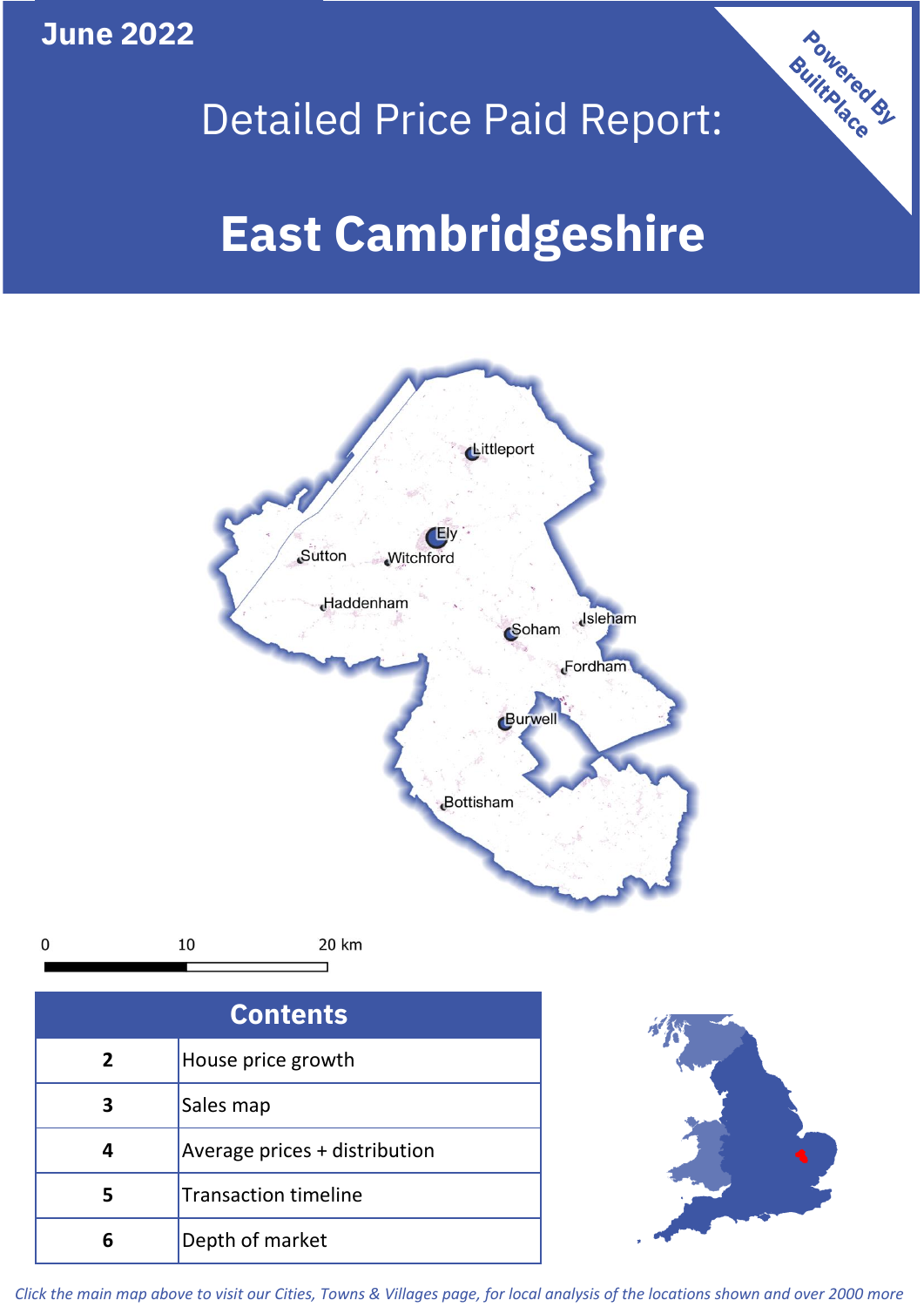June 2022

Powered By BuiltPlace

# Detailed Price Paid Report:

# East Cambridgeshire

Littleport
Ely
Sutton
Witchford
Haddenham
Soham
Isleham
Fordham
Burwell
Bottisham

0 10 20 km

| Contents | |
|---|---|
| 2 | House price growth |
| 3 | Sales map |
| 4 | Average prices + distribution |
| 5 | Transaction timeline |
| 6 | Depth of market |

*Click the main map above to visit our Cities, Towns & Villages page, for local analysis of the locations shown and over 2000 more*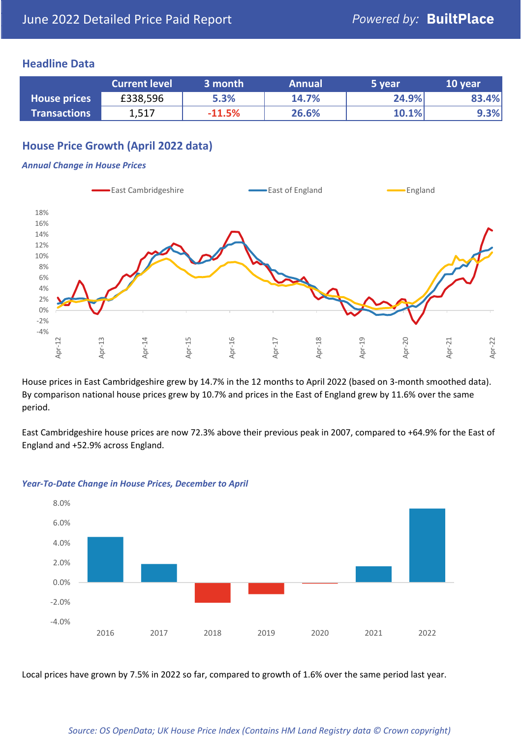June 2022 Detailed Price Paid Report

*Powered by:* **BuiltPlace**

## Headline Data

| | Current level | 3 month | Annual | 5 year | 10 year |
|---|---|---|---|---|---|
| **House prices** | £338,596 | 5.3% | 14.7% | 24.9% | 83.4% |
| **Transactions** | 1,517 | -11.5% | 26.6% | 10.1% | 9.3% |

## House Price Growth (April 2022 data)

### *Annual Change in House Prices*

House prices in East Cambridgeshire grew by 14.7% in the 12 months to April 2022 (based on 3-month smoothed data). By comparison national house prices grew by 10.7% and prices in the East of England grew by 11.6% over the same period.

East Cambridgeshire house prices are now 72.3% above their previous peak in 2007, compared to +64.9% for the East of England and +52.9% across England.

### *Year-To-Date Change in House Prices, December to April*

Local prices have grown by 7.5% in 2022 so far, compared to growth of 1.6% over the same period last year.

*Source: OS OpenData; UK House Price Index (Contains HM Land Registry data © Crown copyright)*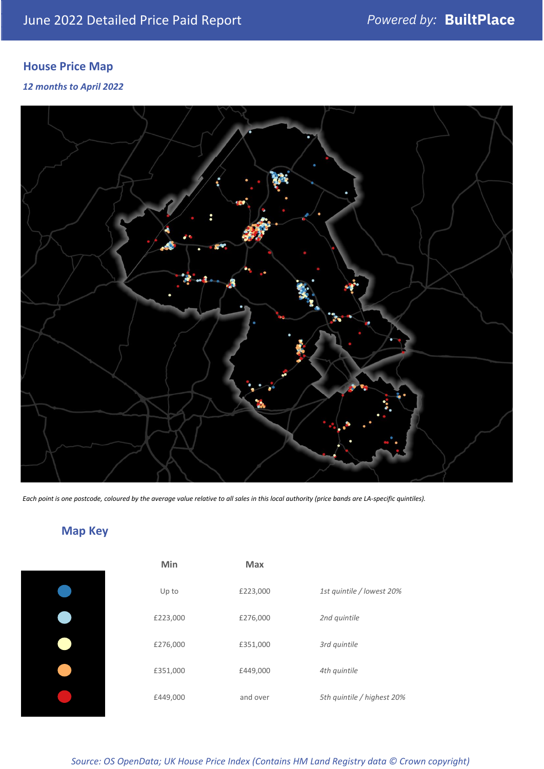## House Price Map

*12 months to April 2022*

*Each point is one postcode, coloured by the average value relative to all sales in this local authority (price bands are LA-specific quintiles).*

## Map Key

| | Min | Max | |
|---|---|---|---|
| | Up to | £223,000 | *1st quintile / lowest 20%* |
| | £223,000 | £276,000 | *2nd quintile* |
| | £276,000 | £351,000 | *3rd quintile* |
| | £351,000 | £449,000 | *4th quintile* |
| | £449,000 | and over | *5th quintile / highest 20%* |

*Source: OS OpenData; UK House Price Index (Contains HM Land Registry data © Crown copyright)*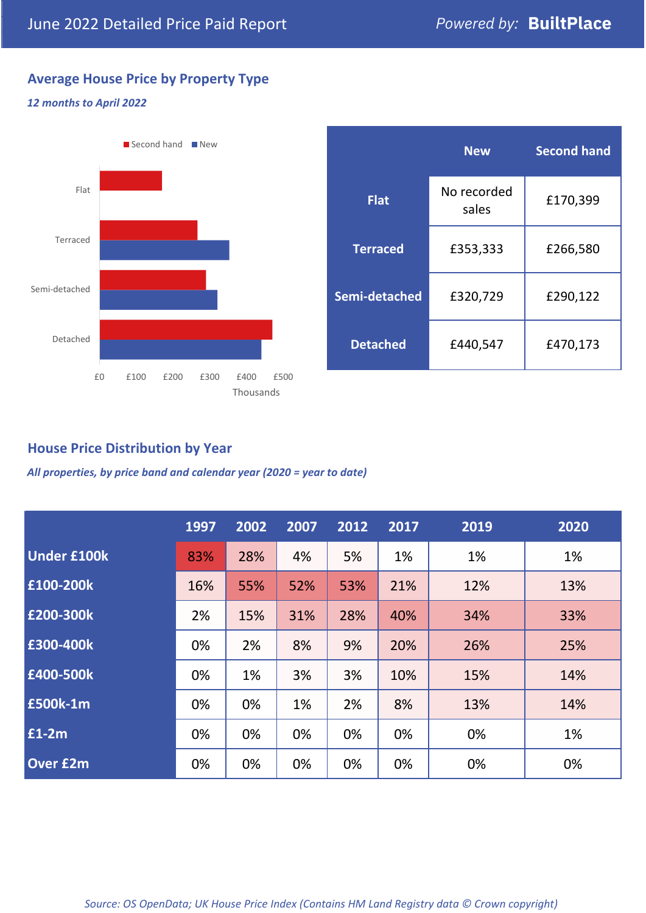June 2022 Detailed Price Paid Report

Powered by: **BuiltPlace**

## Average House Price by Property Type

*12 months to April 2022*

|  | New | Second hand |
| --- | --- | --- |
| **Flat** | No recorded sales | £170,399 |
| **Terraced** | £353,333 | £266,580 |
| **Semi-detached** | £320,729 | £290,122 |
| **Detached** | £440,547 | £470,173 |

## House Price Distribution by Year

*All properties, by price band and calendar year (2020 = year to date)*

|  | 1997 | 2002 | 2007 | 2012 | 2017 | 2019 | 2020 |
| --- | --- | --- | --- | --- | --- | --- | --- |
| **Under £100k** | 83% | 28% | 4% | 5% | 1% | 1% | 1% |
| **£100-200k** | 16% | 55% | 52% | 53% | 21% | 12% | 13% |
| **£200-300k** | 2% | 15% | 31% | 28% | 40% | 34% | 33% |
| **£300-400k** | 0% | 2% | 8% | 9% | 20% | 26% | 25% |
| **£400-500k** | 0% | 1% | 3% | 3% | 10% | 15% | 14% |
| **£500k-1m** | 0% | 0% | 1% | 2% | 8% | 13% | 14% |
| **£1-2m** | 0% | 0% | 0% | 0% | 0% | 0% | 1% |
| **Over £2m** | 0% | 0% | 0% | 0% | 0% | 0% | 0% |

*Source: OS OpenData; UK House Price Index (Contains HM Land Registry data © Crown copyright)*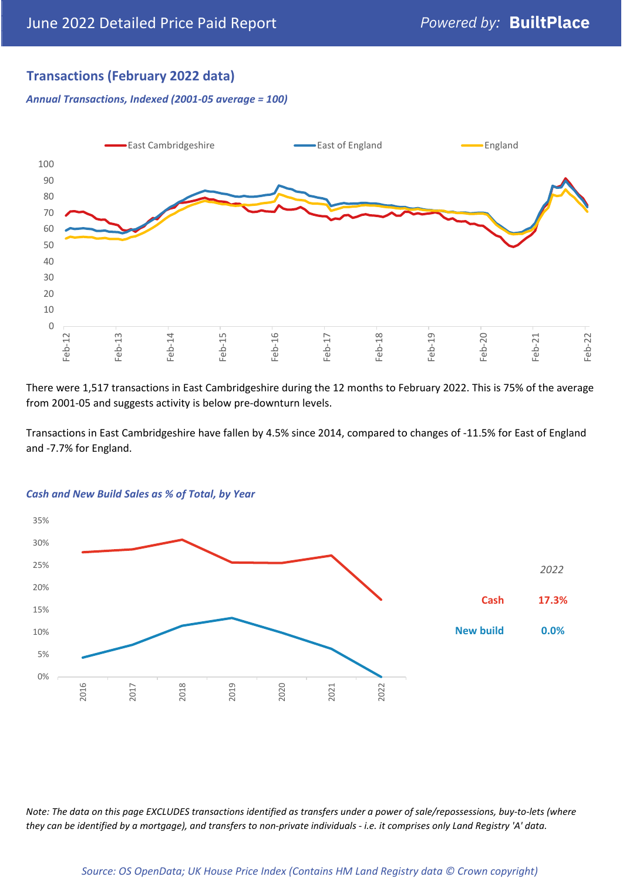## Transactions (February 2022 data)

*Annual Transactions, Indexed (2001-05 average = 100)*

There were 1,517 transactions in East Cambridgeshire during the 12 months to February 2022. This is 75% of the average from 2001-05 and suggests activity is below pre-downturn levels.

Transactions in East Cambridgeshire have fallen by 4.5% since 2014, compared to changes of -11.5% for East of England and -7.7% for England.

*Cash and New Build Sales as % of Total, by Year*

| 2022 | |
|---|---|
| Cash | 17.3% |
| New build | 0.0% |

*Note: The data on this page EXCLUDES transactions identified as transfers under a power of sale/repossessions, buy-to-lets (where they can be identified by a mortgage), and transfers to non-private individuals - i.e. it comprises only Land Registry 'A' data.*

*Source: OS OpenData; UK House Price Index (Contains HM Land Registry data © Crown copyright)*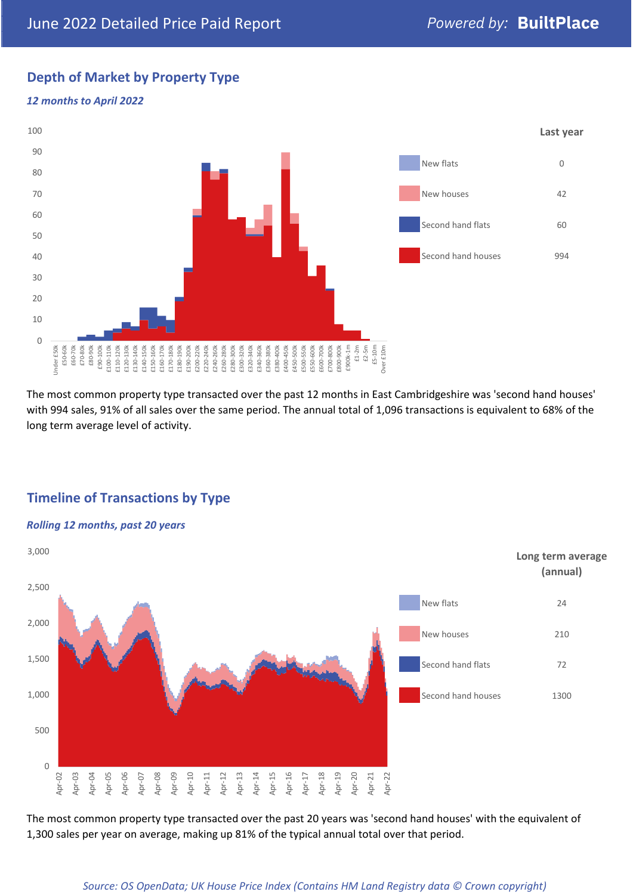June 2022 Detailed Price Paid Report

Powered by: **BuiltPlace**

## Depth of Market by Property Type

*12 months to April 2022*

100
90
80
70
60
50
40
30
20
10
0

Under £50k, £50-60k, £60-70k, £70-80k, £80-90k, £90-100k, £100-110k, £110-120k, £120-130k, £130-140k, £140-150k, £150-160k, £160-170k, £170-180k, £180-190k, £190-200k, £200-220k, £220-240k, £240-260k, £260-280k, £280-300k, £300-320k, £320-340k, £340-360k, £360-380k, £380-400k, £400-450k, £450-500k, £500-550k, £550-600k, £600-700k, £700-800k, £800-900k, £900k-1m, £1-2m, £2-5m, £5-10m, Over £10m

Last year

New flats 0
New houses 42
Second hand flats 60
Second hand houses 994

The most common property type transacted over the past 12 months in East Cambridgeshire was 'second hand houses' with 994 sales, 91% of all sales over the same period. The annual total of 1,096 transactions is equivalent to 68% of the long term average level of activity.

## Timeline of Transactions by Type

*Rolling 12 months, past 20 years*

3,000
2,500
2,000
1,500
1,000
500
0

Apr-02, Apr-03, Apr-04, Apr-05, Apr-06, Apr-07, Apr-08, Apr-09, Apr-10, Apr-11, Apr-12, Apr-13, Apr-14, Apr-15, Apr-16, Apr-17, Apr-18, Apr-19, Apr-20, Apr-21, Apr-22

Long term average (annual)

New flats 24
New houses 210
Second hand flats 72
Second hand houses 1300

The most common property type transacted over the past 20 years was 'second hand houses' with the equivalent of 1,300 sales per year on average, making up 81% of the typical annual total over that period.

*Source: OS OpenData; UK House Price Index (Contains HM Land Registry data © Crown copyright)*